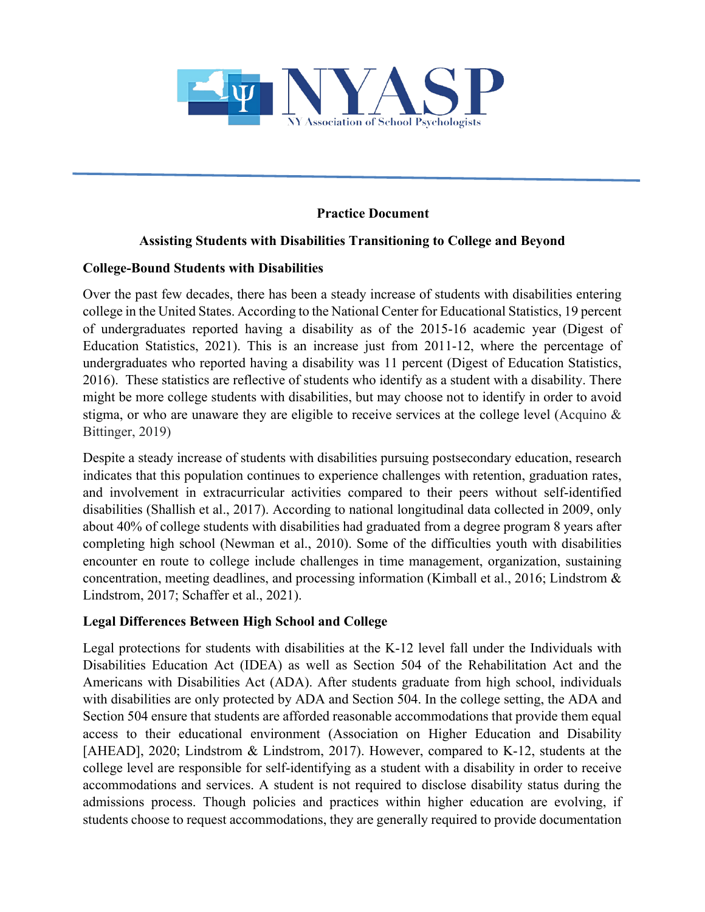NYASP

NY Association of School Psychologists

**Practice Document**

**Assisting Students with Disabilities Transitioning to College and Beyond**

**College-Bound Students with Disabilities**

Over the past few decades, there has been a steady increase of students with disabilities entering college in the United States. According to the National Center for Educational Statistics, 19 percent of undergraduates reported having a disability as of the 2015-16 academic year (Digest of Education Statistics, 2021). This is an increase just from 2011-12, where the percentage of undergraduates who reported having a disability was 11 percent (Digest of Education Statistics, 2016). These statistics are reflective of students who identify as a student with a disability. There might be more college students with disabilities, but may choose not to identify in order to avoid stigma, or who are unaware they are eligible to receive services at the college level (Acquino & Bittinger, 2019)

Despite a steady increase of students with disabilities pursuing postsecondary education, research indicates that this population continues to experience challenges with retention, graduation rates, and involvement in extracurricular activities compared to their peers without self-identified disabilities (Shallish et al., 2017). According to national longitudinal data collected in 2009, only about 40% of college students with disabilities had graduated from a degree program 8 years after completing high school (Newman et al., 2010). Some of the difficulties youth with disabilities encounter en route to college include challenges in time management, organization, sustaining concentration, meeting deadlines, and processing information (Kimball et al., 2016; Lindstrom & Lindstrom, 2017; Schaffer et al., 2021).

**Legal Differences Between High School and College**

Legal protections for students with disabilities at the K-12 level fall under the Individuals with Disabilities Education Act (IDEA) as well as Section 504 of the Rehabilitation Act and the Americans with Disabilities Act (ADA). After students graduate from high school, individuals with disabilities are only protected by ADA and Section 504. In the college setting, the ADA and Section 504 ensure that students are afforded reasonable accommodations that provide them equal access to their educational environment (Association on Higher Education and Disability [AHEAD], 2020; Lindstrom & Lindstrom, 2017). However, compared to K-12, students at the college level are responsible for self-identifying as a student with a disability in order to receive accommodations and services. A student is not required to disclose disability status during the admissions process. Though policies and practices within higher education are evolving, if students choose to request accommodations, they are generally required to provide documentation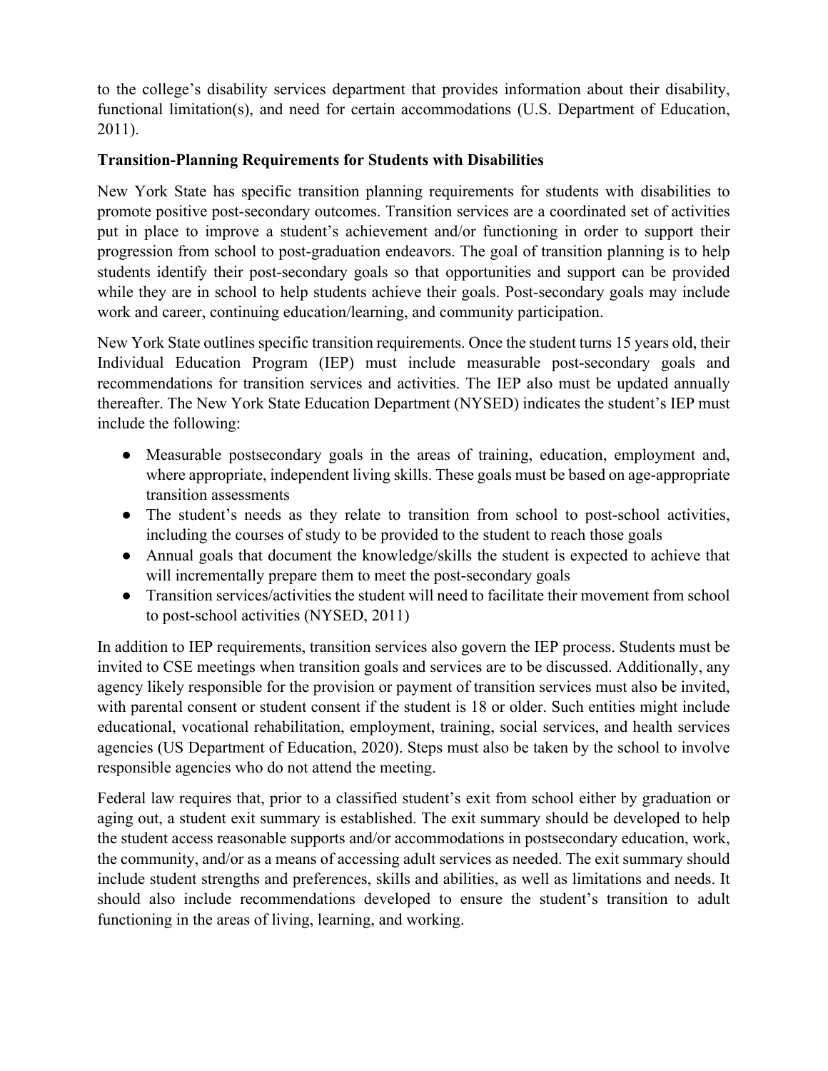to the college's disability services department that provides information about their disability, functional limitation(s), and need for certain accommodations (U.S. Department of Education, 2011).

**Transition-Planning Requirements for Students with Disabilities**

New York State has specific transition planning requirements for students with disabilities to promote positive post-secondary outcomes. Transition services are a coordinated set of activities put in place to improve a student's achievement and/or functioning in order to support their progression from school to post-graduation endeavors. The goal of transition planning is to help students identify their post-secondary goals so that opportunities and support can be provided while they are in school to help students achieve their goals. Post-secondary goals may include work and career, continuing education/learning, and community participation.

New York State outlines specific transition requirements. Once the student turns 15 years old, their Individual Education Program (IEP) must include measurable post-secondary goals and recommendations for transition services and activities. The IEP also must be updated annually thereafter. The New York State Education Department (NYSED) indicates the student's IEP must include the following:

- Measurable postsecondary goals in the areas of training, education, employment and, where appropriate, independent living skills. These goals must be based on age-appropriate transition assessments
- The student's needs as they relate to transition from school to post-school activities, including the courses of study to be provided to the student to reach those goals
- Annual goals that document the knowledge/skills the student is expected to achieve that will incrementally prepare them to meet the post-secondary goals
- Transition services/activities the student will need to facilitate their movement from school to post-school activities (NYSED, 2011)

In addition to IEP requirements, transition services also govern the IEP process. Students must be invited to CSE meetings when transition goals and services are to be discussed. Additionally, any agency likely responsible for the provision or payment of transition services must also be invited, with parental consent or student consent if the student is 18 or older. Such entities might include educational, vocational rehabilitation, employment, training, social services, and health services agencies (US Department of Education, 2020). Steps must also be taken by the school to involve responsible agencies who do not attend the meeting.

Federal law requires that, prior to a classified student's exit from school either by graduation or aging out, a student exit summary is established. The exit summary should be developed to help the student access reasonable supports and/or accommodations in postsecondary education, work, the community, and/or as a means of accessing adult services as needed. The exit summary should include student strengths and preferences, skills and abilities, as well as limitations and needs. It should also include recommendations developed to ensure the student's transition to adult functioning in the areas of living, learning, and working.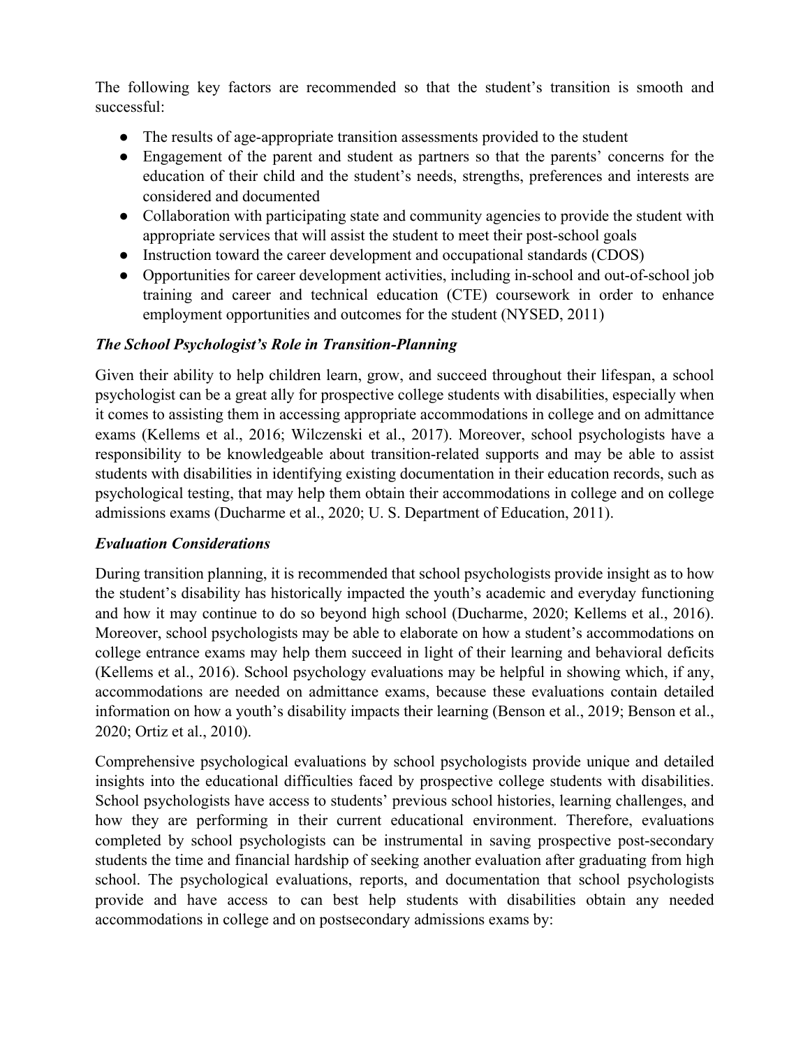The following key factors are recommended so that the student's transition is smooth and successful:

- The results of age-appropriate transition assessments provided to the student
- Engagement of the parent and student as partners so that the parents' concerns for the education of their child and the student's needs, strengths, preferences and interests are considered and documented
- Collaboration with participating state and community agencies to provide the student with appropriate services that will assist the student to meet their post-school goals
- Instruction toward the career development and occupational standards (CDOS)
- Opportunities for career development activities, including in-school and out-of-school job training and career and technical education (CTE) coursework in order to enhance employment opportunities and outcomes for the student (NYSED, 2011)

### *The School Psychologist's Role in Transition-Planning*

Given their ability to help children learn, grow, and succeed throughout their lifespan, a school psychologist can be a great ally for prospective college students with disabilities, especially when it comes to assisting them in accessing appropriate accommodations in college and on admittance exams (Kellems et al., 2016; Wilczenski et al., 2017). Moreover, school psychologists have a responsibility to be knowledgeable about transition-related supports and may be able to assist students with disabilities in identifying existing documentation in their education records, such as psychological testing, that may help them obtain their accommodations in college and on college admissions exams (Ducharme et al., 2020; U. S. Department of Education, 2011).

### *Evaluation Considerations*

During transition planning, it is recommended that school psychologists provide insight as to how the student's disability has historically impacted the youth's academic and everyday functioning and how it may continue to do so beyond high school (Ducharme, 2020; Kellems et al., 2016). Moreover, school psychologists may be able to elaborate on how a student's accommodations on college entrance exams may help them succeed in light of their learning and behavioral deficits (Kellems et al., 2016). School psychology evaluations may be helpful in showing which, if any, accommodations are needed on admittance exams, because these evaluations contain detailed information on how a youth's disability impacts their learning (Benson et al., 2019; Benson et al., 2020; Ortiz et al., 2010).

Comprehensive psychological evaluations by school psychologists provide unique and detailed insights into the educational difficulties faced by prospective college students with disabilities. School psychologists have access to students' previous school histories, learning challenges, and how they are performing in their current educational environment. Therefore, evaluations completed by school psychologists can be instrumental in saving prospective post-secondary students the time and financial hardship of seeking another evaluation after graduating from high school. The psychological evaluations, reports, and documentation that school psychologists provide and have access to can best help students with disabilities obtain any needed accommodations in college and on postsecondary admissions exams by: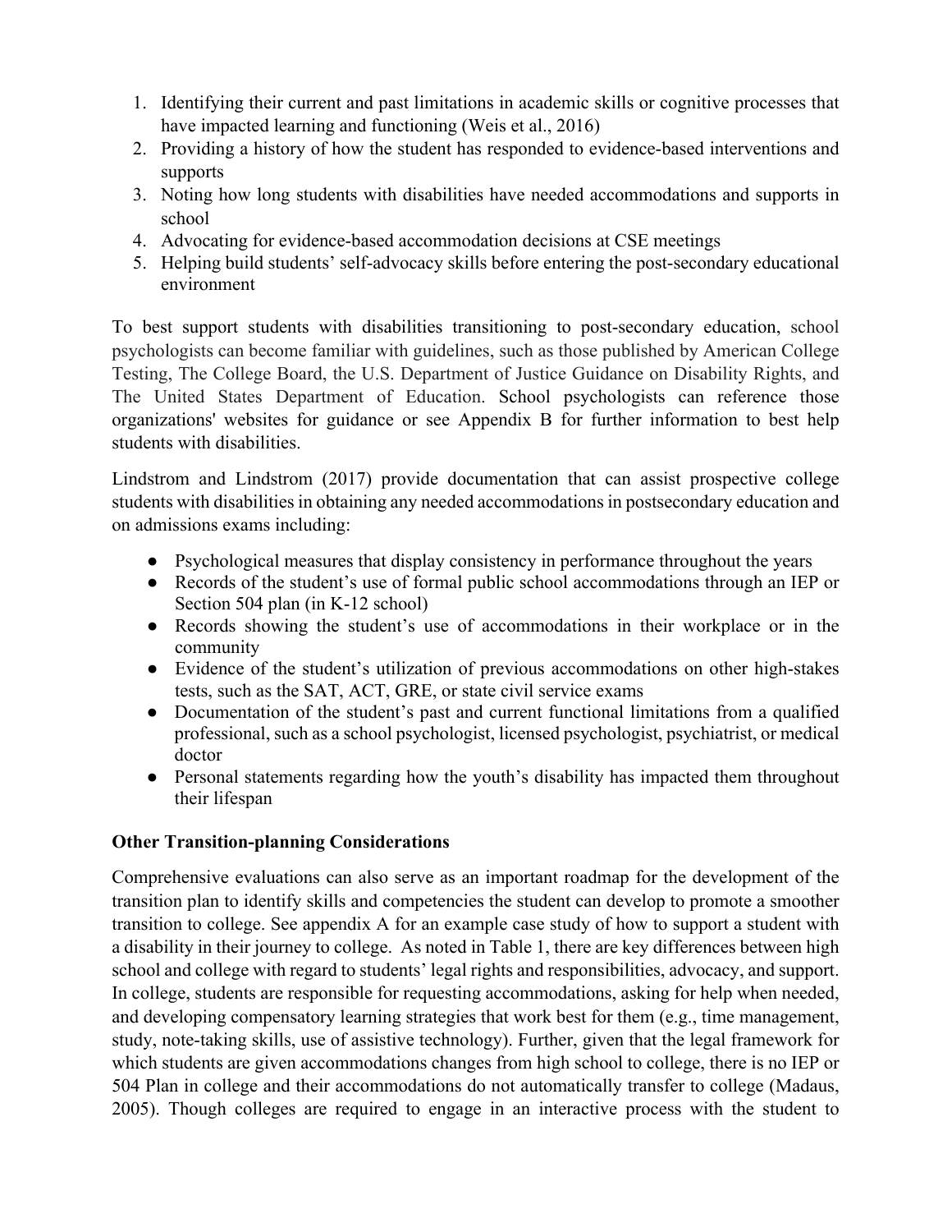1. Identifying their current and past limitations in academic skills or cognitive processes that have impacted learning and functioning (Weis et al., 2016)
2. Providing a history of how the student has responded to evidence-based interventions and supports
3. Noting how long students with disabilities have needed accommodations and supports in school
4. Advocating for evidence-based accommodation decisions at CSE meetings
5. Helping build students' self-advocacy skills before entering the post-secondary educational environment

To best support students with disabilities transitioning to post-secondary education, school psychologists can become familiar with guidelines, such as those published by American College Testing, The College Board, the U.S. Department of Justice Guidance on Disability Rights, and The United States Department of Education. School psychologists can reference those organizations' websites for guidance or see Appendix B for further information to best help students with disabilities.

Lindstrom and Lindstrom (2017) provide documentation that can assist prospective college students with disabilities in obtaining any needed accommodations in postsecondary education and on admissions exams including:

- Psychological measures that display consistency in performance throughout the years
- Records of the student's use of formal public school accommodations through an IEP or Section 504 plan (in K-12 school)
- Records showing the student's use of accommodations in their workplace or in the community
- Evidence of the student's utilization of previous accommodations on other high-stakes tests, such as the SAT, ACT, GRE, or state civil service exams
- Documentation of the student's past and current functional limitations from a qualified professional, such as a school psychologist, licensed psychologist, psychiatrist, or medical doctor
- Personal statements regarding how the youth's disability has impacted them throughout their lifespan

**Other Transition-planning Considerations**

Comprehensive evaluations can also serve as an important roadmap for the development of the transition plan to identify skills and competencies the student can develop to promote a smoother transition to college. See appendix A for an example case study of how to support a student with a disability in their journey to college. As noted in Table 1, there are key differences between high school and college with regard to students' legal rights and responsibilities, advocacy, and support. In college, students are responsible for requesting accommodations, asking for help when needed, and developing compensatory learning strategies that work best for them (e.g., time management, study, note-taking skills, use of assistive technology). Further, given that the legal framework for which students are given accommodations changes from high school to college, there is no IEP or 504 Plan in college and their accommodations do not automatically transfer to college (Madaus, 2005). Though colleges are required to engage in an interactive process with the student to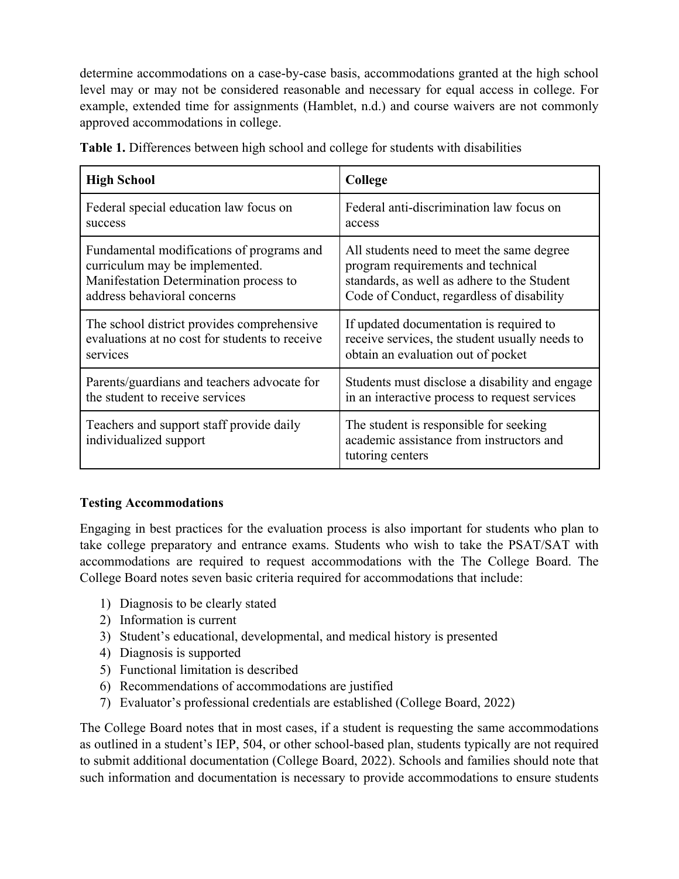determine accommodations on a case-by-case basis, accommodations granted at the high school level may or may not be considered reasonable and necessary for equal access in college. For example, extended time for assignments (Hamblet, n.d.) and course waivers are not commonly approved accommodations in college.

**Table 1.** Differences between high school and college for students with disabilities

| **High School** | **College** |
|---|---|
| Federal special education law focus on success | Federal anti-discrimination law focus on access |
| Fundamental modifications of programs and curriculum may be implemented. Manifestation Determination process to address behavioral concerns | All students need to meet the same degree program requirements and technical standards, as well as adhere to the Student Code of Conduct, regardless of disability |
| The school district provides comprehensive evaluations at no cost for students to receive services | If updated documentation is required to receive services, the student usually needs to obtain an evaluation out of pocket |
| Parents/guardians and teachers advocate for the student to receive services | Students must disclose a disability and engage in an interactive process to request services |
| Teachers and support staff provide daily individualized support | The student is responsible for seeking academic assistance from instructors and tutoring centers |

**Testing Accommodations**

Engaging in best practices for the evaluation process is also important for students who plan to take college preparatory and entrance exams. Students who wish to take the PSAT/SAT with accommodations are required to request accommodations with the The College Board. The College Board notes seven basic criteria required for accommodations that include:

1) Diagnosis to be clearly stated
2) Information is current
3) Student's educational, developmental, and medical history is presented
4) Diagnosis is supported
5) Functional limitation is described
6) Recommendations of accommodations are justified
7) Evaluator's professional credentials are established (College Board, 2022)

The College Board notes that in most cases, if a student is requesting the same accommodations as outlined in a student's IEP, 504, or other school-based plan, students typically are not required to submit additional documentation (College Board, 2022). Schools and families should note that such information and documentation is necessary to provide accommodations to ensure students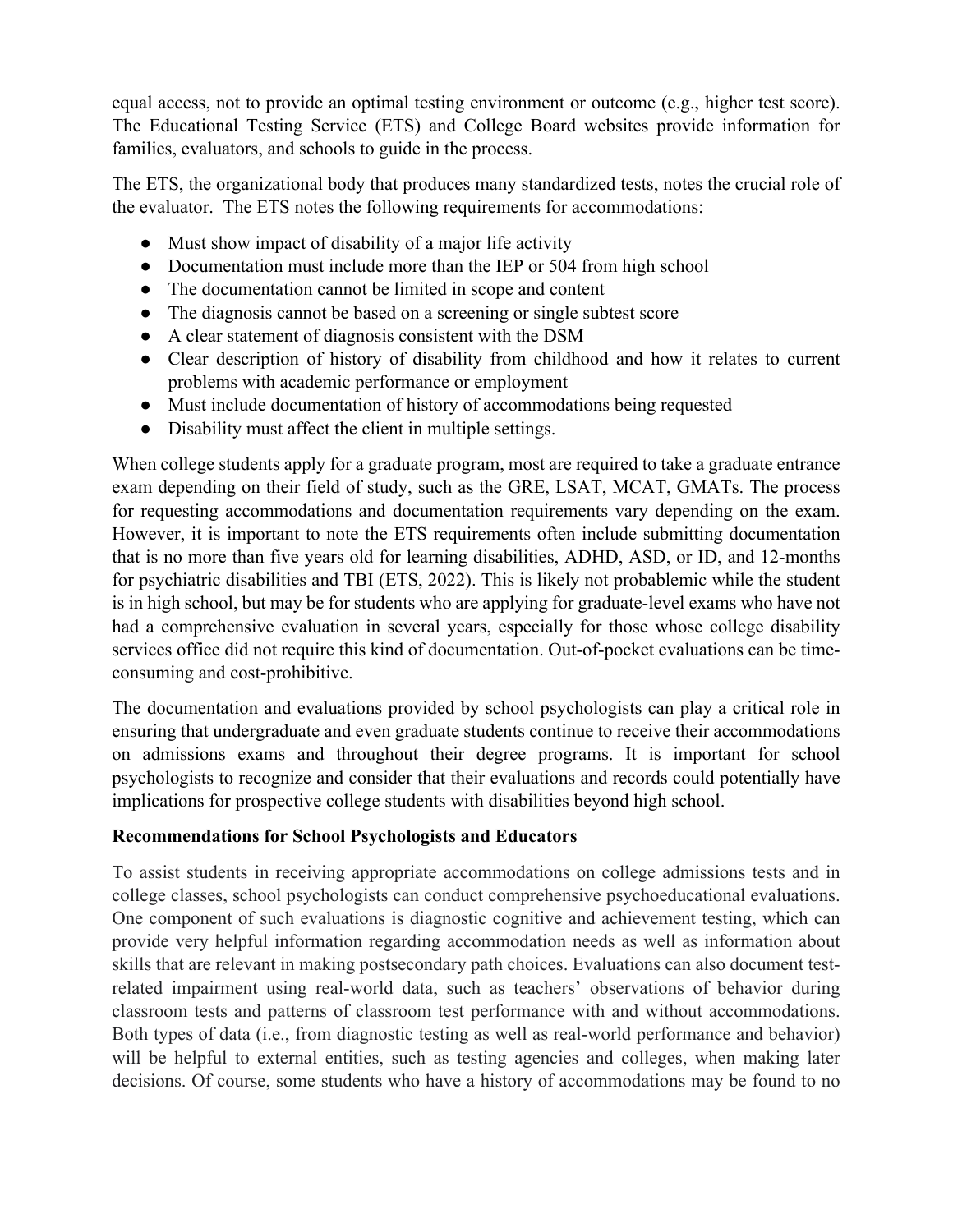equal access, not to provide an optimal testing environment or outcome (e.g., higher test score). The Educational Testing Service (ETS) and College Board websites provide information for families, evaluators, and schools to guide in the process.

The ETS, the organizational body that produces many standardized tests, notes the crucial role of the evaluator. The ETS notes the following requirements for accommodations:

- Must show impact of disability of a major life activity
- Documentation must include more than the IEP or 504 from high school
- The documentation cannot be limited in scope and content
- The diagnosis cannot be based on a screening or single subtest score
- A clear statement of diagnosis consistent with the DSM
- Clear description of history of disability from childhood and how it relates to current problems with academic performance or employment
- Must include documentation of history of accommodations being requested
- Disability must affect the client in multiple settings.

When college students apply for a graduate program, most are required to take a graduate entrance exam depending on their field of study, such as the GRE, LSAT, MCAT, GMATs. The process for requesting accommodations and documentation requirements vary depending on the exam. However, it is important to note the ETS requirements often include submitting documentation that is no more than five years old for learning disabilities, ADHD, ASD, or ID, and 12-months for psychiatric disabilities and TBI (ETS, 2022). This is likely not probablemic while the student is in high school, but may be for students who are applying for graduate-level exams who have not had a comprehensive evaluation in several years, especially for those whose college disability services office did not require this kind of documentation. Out-of-pocket evaluations can be time-consuming and cost-prohibitive.

The documentation and evaluations provided by school psychologists can play a critical role in ensuring that undergraduate and even graduate students continue to receive their accommodations on admissions exams and throughout their degree programs. It is important for school psychologists to recognize and consider that their evaluations and records could potentially have implications for prospective college students with disabilities beyond high school.

**Recommendations for School Psychologists and Educators**

To assist students in receiving appropriate accommodations on college admissions tests and in college classes, school psychologists can conduct comprehensive psychoeducational evaluations. One component of such evaluations is diagnostic cognitive and achievement testing, which can provide very helpful information regarding accommodation needs as well as information about skills that are relevant in making postsecondary path choices. Evaluations can also document test-related impairment using real-world data, such as teachers' observations of behavior during classroom tests and patterns of classroom test performance with and without accommodations. Both types of data (i.e., from diagnostic testing as well as real-world performance and behavior) will be helpful to external entities, such as testing agencies and colleges, when making later decisions. Of course, some students who have a history of accommodations may be found to no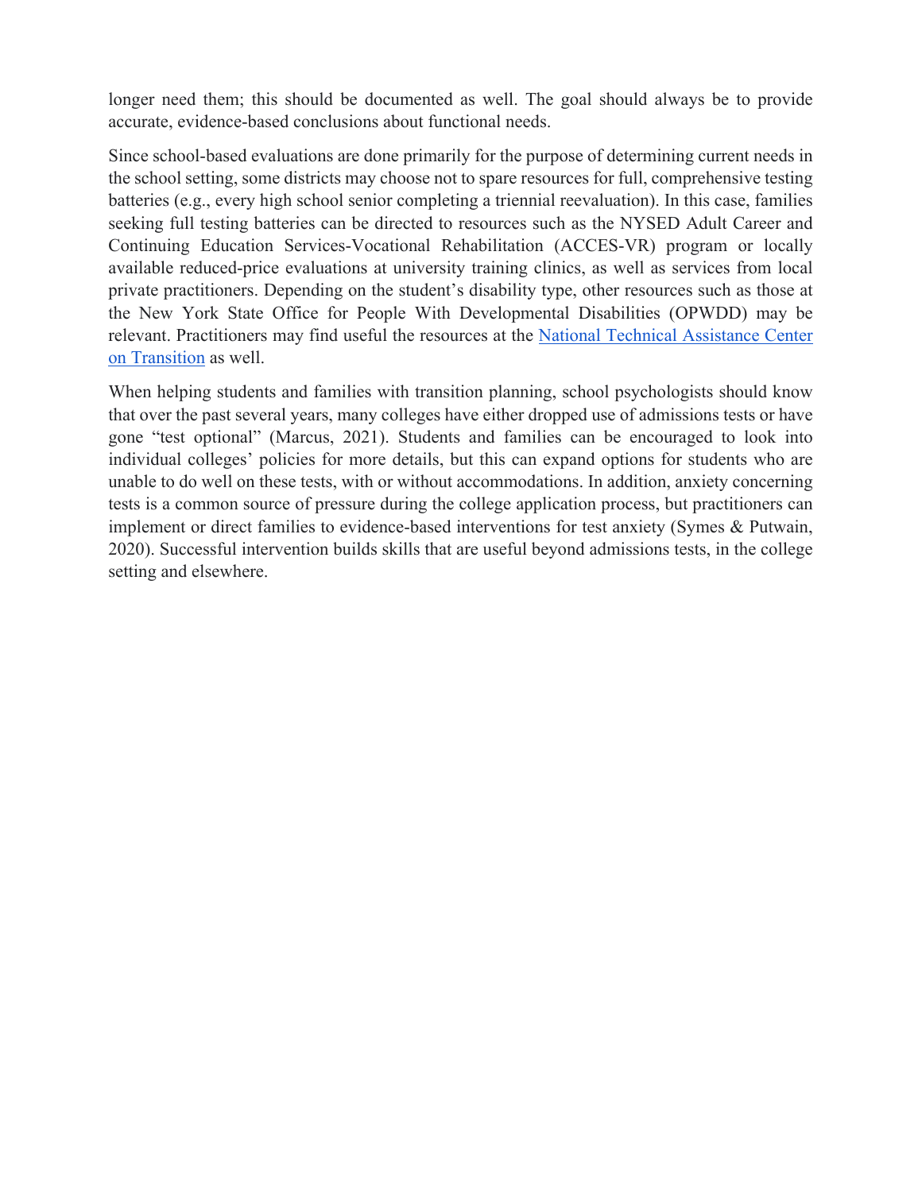longer need them; this should be documented as well. The goal should always be to provide accurate, evidence-based conclusions about functional needs.

Since school-based evaluations are done primarily for the purpose of determining current needs in the school setting, some districts may choose not to spare resources for full, comprehensive testing batteries (e.g., every high school senior completing a triennial reevaluation). In this case, families seeking full testing batteries can be directed to resources such as the NYSED Adult Career and Continuing Education Services-Vocational Rehabilitation (ACCES-VR) program or locally available reduced-price evaluations at university training clinics, as well as services from local private practitioners. Depending on the student's disability type, other resources such as those at the New York State Office for People With Developmental Disabilities (OPWDD) may be relevant. Practitioners may find useful the resources at the [National Technical Assistance Center on Transition]() as well.

When helping students and families with transition planning, school psychologists should know that over the past several years, many colleges have either dropped use of admissions tests or have gone "test optional" (Marcus, 2021). Students and families can be encouraged to look into individual colleges' policies for more details, but this can expand options for students who are unable to do well on these tests, with or without accommodations. In addition, anxiety concerning tests is a common source of pressure during the college application process, but practitioners can implement or direct families to evidence-based interventions for test anxiety (Symes & Putwain, 2020). Successful intervention builds skills that are useful beyond admissions tests, in the college setting and elsewhere.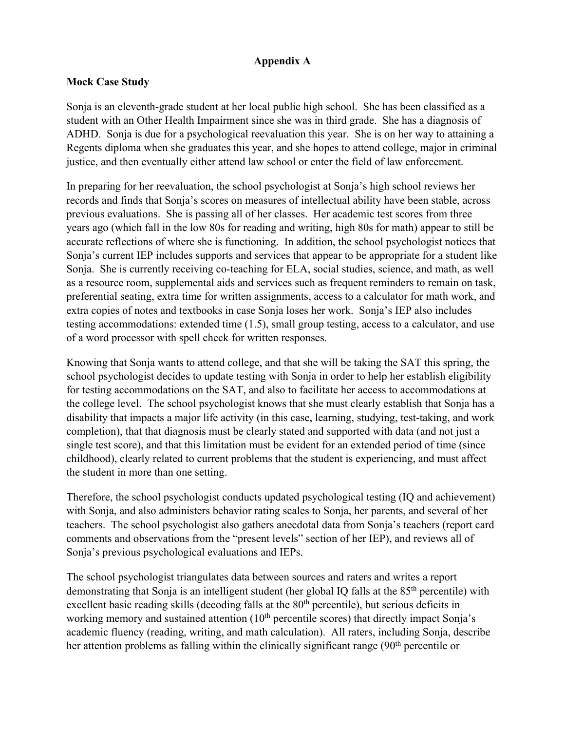**Appendix A**

**Mock Case Study**

Sonja is an eleventh-grade student at her local public high school. She has been classified as a student with an Other Health Impairment since she was in third grade. She has a diagnosis of ADHD. Sonja is due for a psychological reevaluation this year. She is on her way to attaining a Regents diploma when she graduates this year, and she hopes to attend college, major in criminal justice, and then eventually either attend law school or enter the field of law enforcement.

In preparing for her reevaluation, the school psychologist at Sonja's high school reviews her records and finds that Sonja's scores on measures of intellectual ability have been stable, across previous evaluations. She is passing all of her classes. Her academic test scores from three years ago (which fall in the low 80s for reading and writing, high 80s for math) appear to still be accurate reflections of where she is functioning. In addition, the school psychologist notices that Sonja's current IEP includes supports and services that appear to be appropriate for a student like Sonja. She is currently receiving co-teaching for ELA, social studies, science, and math, as well as a resource room, supplemental aids and services such as frequent reminders to remain on task, preferential seating, extra time for written assignments, access to a calculator for math work, and extra copies of notes and textbooks in case Sonja loses her work. Sonja's IEP also includes testing accommodations: extended time (1.5), small group testing, access to a calculator, and use of a word processor with spell check for written responses.

Knowing that Sonja wants to attend college, and that she will be taking the SAT this spring, the school psychologist decides to update testing with Sonja in order to help her establish eligibility for testing accommodations on the SAT, and also to facilitate her access to accommodations at the college level. The school psychologist knows that she must clearly establish that Sonja has a disability that impacts a major life activity (in this case, learning, studying, test-taking, and work completion), that that diagnosis must be clearly stated and supported with data (and not just a single test score), and that this limitation must be evident for an extended period of time (since childhood), clearly related to current problems that the student is experiencing, and must affect the student in more than one setting.

Therefore, the school psychologist conducts updated psychological testing (IQ and achievement) with Sonja, and also administers behavior rating scales to Sonja, her parents, and several of her teachers. The school psychologist also gathers anecdotal data from Sonja's teachers (report card comments and observations from the "present levels" section of her IEP), and reviews all of Sonja's previous psychological evaluations and IEPs.

The school psychologist triangulates data between sources and raters and writes a report demonstrating that Sonja is an intelligent student (her global IQ falls at the 85th percentile) with excellent basic reading skills (decoding falls at the 80th percentile), but serious deficits in working memory and sustained attention (10th percentile scores) that directly impact Sonja's academic fluency (reading, writing, and math calculation). All raters, including Sonja, describe her attention problems as falling within the clinically significant range (90th percentile or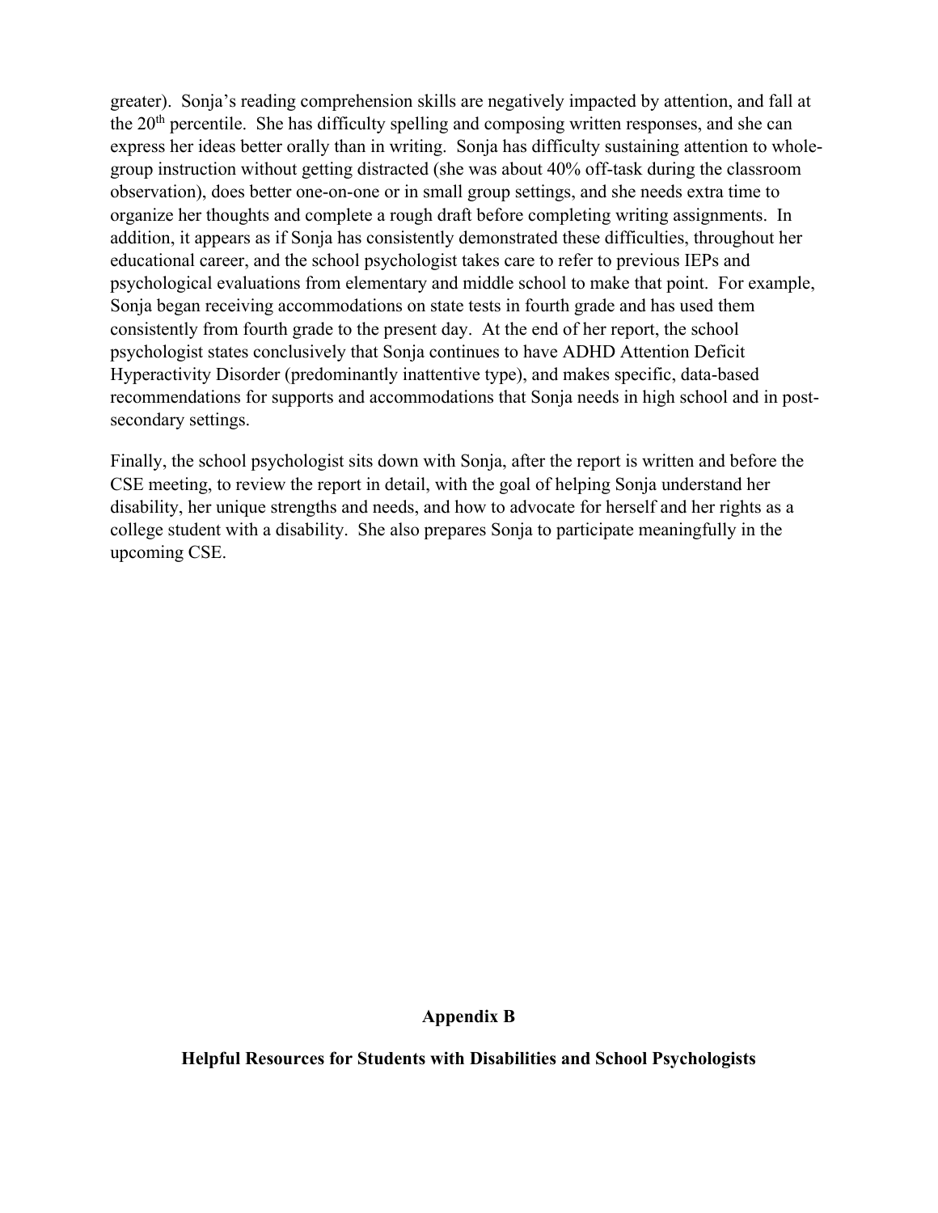greater). Sonja's reading comprehension skills are negatively impacted by attention, and fall at the 20th percentile. She has difficulty spelling and composing written responses, and she can express her ideas better orally than in writing. Sonja has difficulty sustaining attention to whole-group instruction without getting distracted (she was about 40% off-task during the classroom observation), does better one-on-one or in small group settings, and she needs extra time to organize her thoughts and complete a rough draft before completing writing assignments. In addition, it appears as if Sonja has consistently demonstrated these difficulties, throughout her educational career, and the school psychologist takes care to refer to previous IEPs and psychological evaluations from elementary and middle school to make that point. For example, Sonja began receiving accommodations on state tests in fourth grade and has used them consistently from fourth grade to the present day. At the end of her report, the school psychologist states conclusively that Sonja continues to have ADHD Attention Deficit Hyperactivity Disorder (predominantly inattentive type), and makes specific, data-based recommendations for supports and accommodations that Sonja needs in high school and in post-secondary settings.

Finally, the school psychologist sits down with Sonja, after the report is written and before the CSE meeting, to review the report in detail, with the goal of helping Sonja understand her disability, her unique strengths and needs, and how to advocate for herself and her rights as a college student with a disability. She also prepares Sonja to participate meaningfully in the upcoming CSE.

## Appendix B

### Helpful Resources for Students with Disabilities and School Psychologists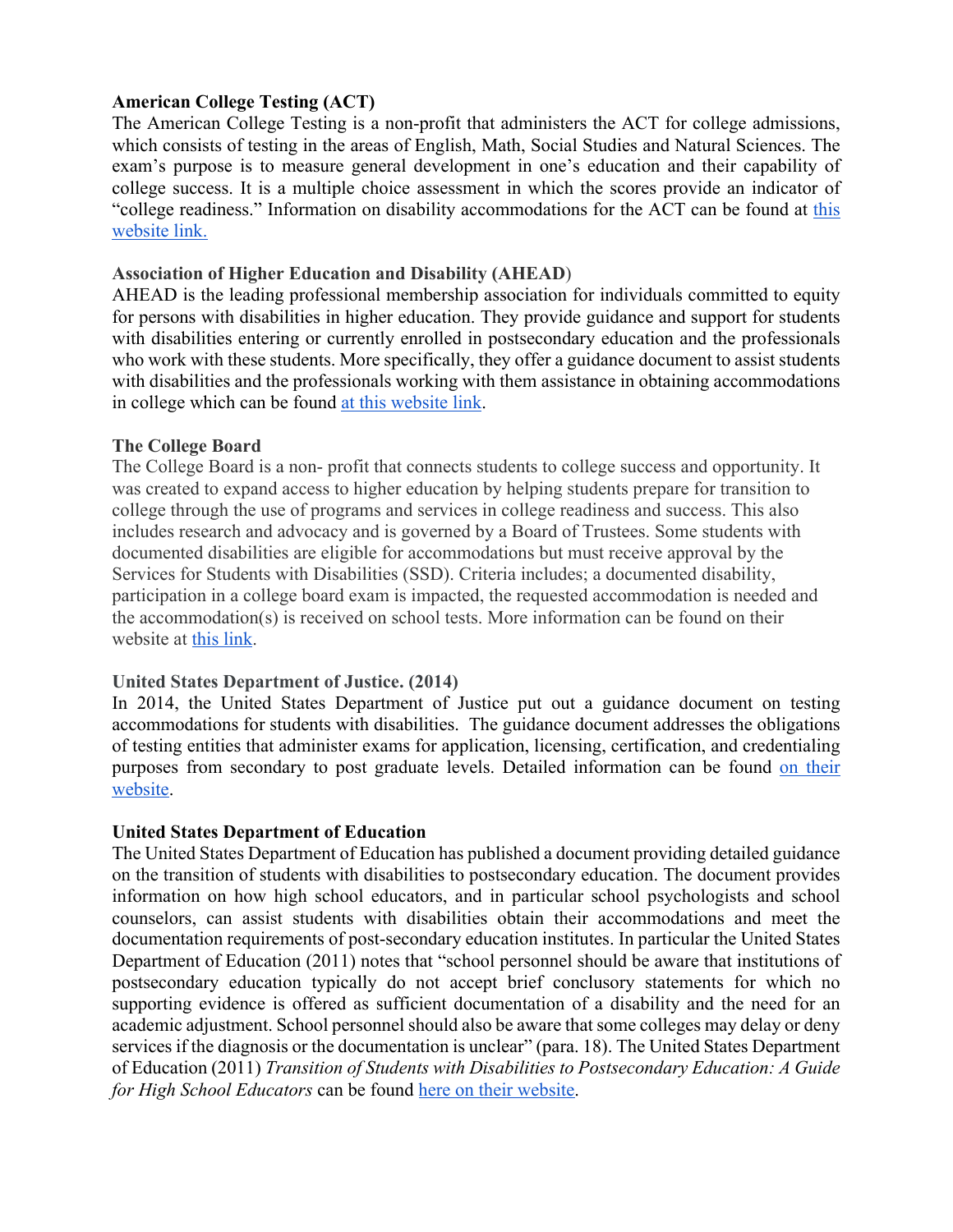**American College Testing (ACT)**
The American College Testing is a non-profit that administers the ACT for college admissions, which consists of testing in the areas of English, Math, Social Studies and Natural Sciences. The exam's purpose is to measure general development in one's education and their capability of college success. It is a multiple choice assessment in which the scores provide an indicator of "college readiness." Information on disability accommodations for the ACT can be found at this website link.

**Association of Higher Education and Disability (AHEAD)**
AHEAD is the leading professional membership association for individuals committed to equity for persons with disabilities in higher education. They provide guidance and support for students with disabilities entering or currently enrolled in postsecondary education and the professionals who work with these students. More specifically, they offer a guidance document to assist students with disabilities and the professionals working with them assistance in obtaining accommodations in college which can be found at this website link.

**The College Board**
The College Board is a non- profit that connects students to college success and opportunity. It was created to expand access to higher education by helping students prepare for transition to college through the use of programs and services in college readiness and success. This also includes research and advocacy and is governed by a Board of Trustees. Some students with documented disabilities are eligible for accommodations but must receive approval by the Services for Students with Disabilities (SSD). Criteria includes; a documented disability, participation in a college board exam is impacted, the requested accommodation is needed and the accommodation(s) is received on school tests. More information can be found on their website at this link.

**United States Department of Justice. (2014)**
In 2014, the United States Department of Justice put out a guidance document on testing accommodations for students with disabilities. The guidance document addresses the obligations of testing entities that administer exams for application, licensing, certification, and credentialing purposes from secondary to post graduate levels. Detailed information can be found on their website.

**United States Department of Education**
The United States Department of Education has published a document providing detailed guidance on the transition of students with disabilities to postsecondary education. The document provides information on how high school educators, and in particular school psychologists and school counselors, can assist students with disabilities obtain their accommodations and meet the documentation requirements of post-secondary education institutes. In particular the United States Department of Education (2011) notes that "school personnel should be aware that institutions of postsecondary education typically do not accept brief conclusory statements for which no supporting evidence is offered as sufficient documentation of a disability and the need for an academic adjustment. School personnel should also be aware that some colleges may delay or deny services if the diagnosis or the documentation is unclear" (para. 18). The United States Department of Education (2011) *Transition of Students with Disabilities to Postsecondary Education: A Guide for High School Educators* can be found here on their website.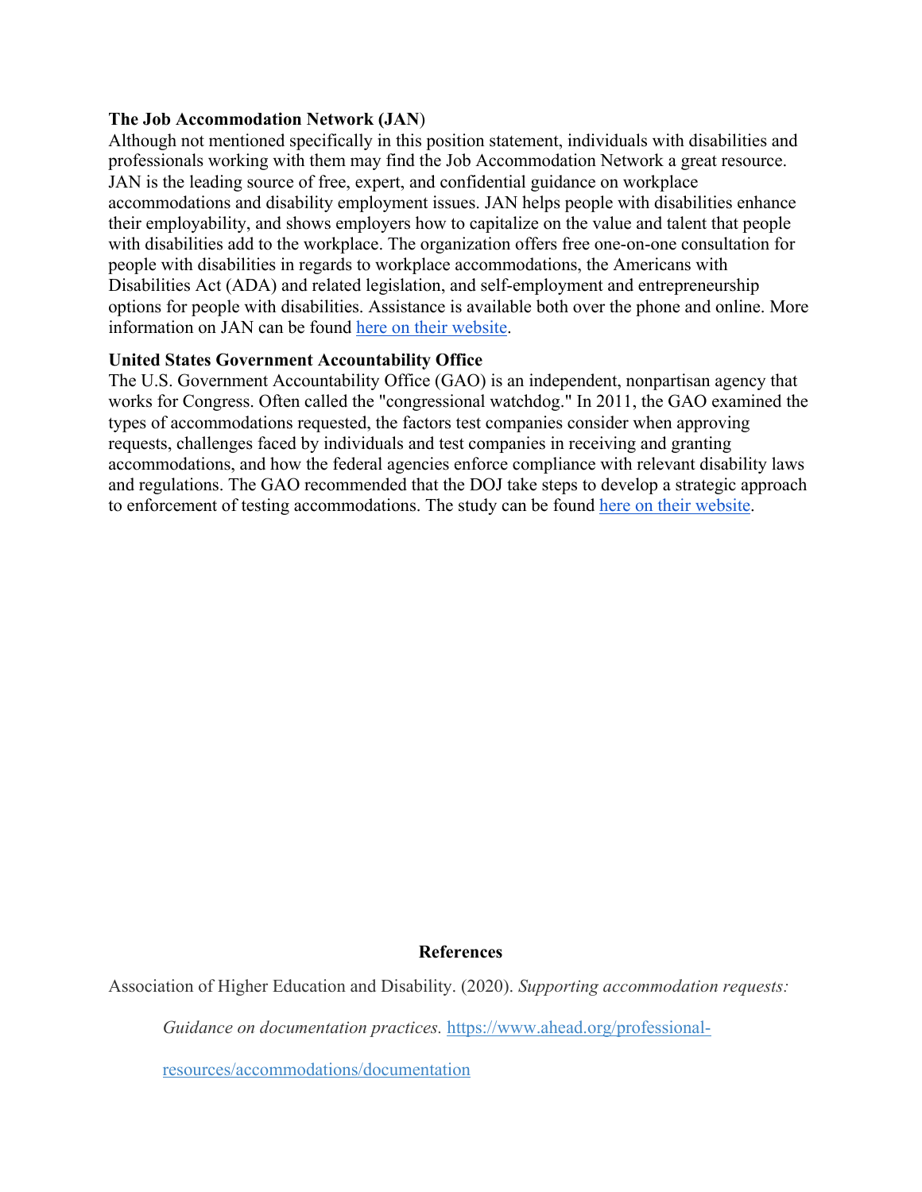**The Job Accommodation Network (JAN)**

Although not mentioned specifically in this position statement, individuals with disabilities and professionals working with them may find the Job Accommodation Network a great resource. JAN is the leading source of free, expert, and confidential guidance on workplace accommodations and disability employment issues. JAN helps people with disabilities enhance their employability, and shows employers how to capitalize on the value and talent that people with disabilities add to the workplace. The organization offers free one-on-one consultation for people with disabilities in regards to workplace accommodations, the Americans with Disabilities Act (ADA) and related legislation, and self-employment and entrepreneurship options for people with disabilities. Assistance is available both over the phone and online. More information on JAN can be found here on their website.

**United States Government Accountability Office**

The U.S. Government Accountability Office (GAO) is an independent, nonpartisan agency that works for Congress. Often called the "congressional watchdog." In 2011, the GAO examined the types of accommodations requested, the factors test companies consider when approving requests, challenges faced by individuals and test companies in receiving and granting accommodations, and how the federal agencies enforce compliance with relevant disability laws and regulations. The GAO recommended that the DOJ take steps to develop a strategic approach to enforcement of testing accommodations. The study can be found here on their website.

## References

Association of Higher Education and Disability. (2020). *Supporting accommodation requests: Guidance on documentation practices.* https://www.ahead.org/professional-resources/accommodations/documentation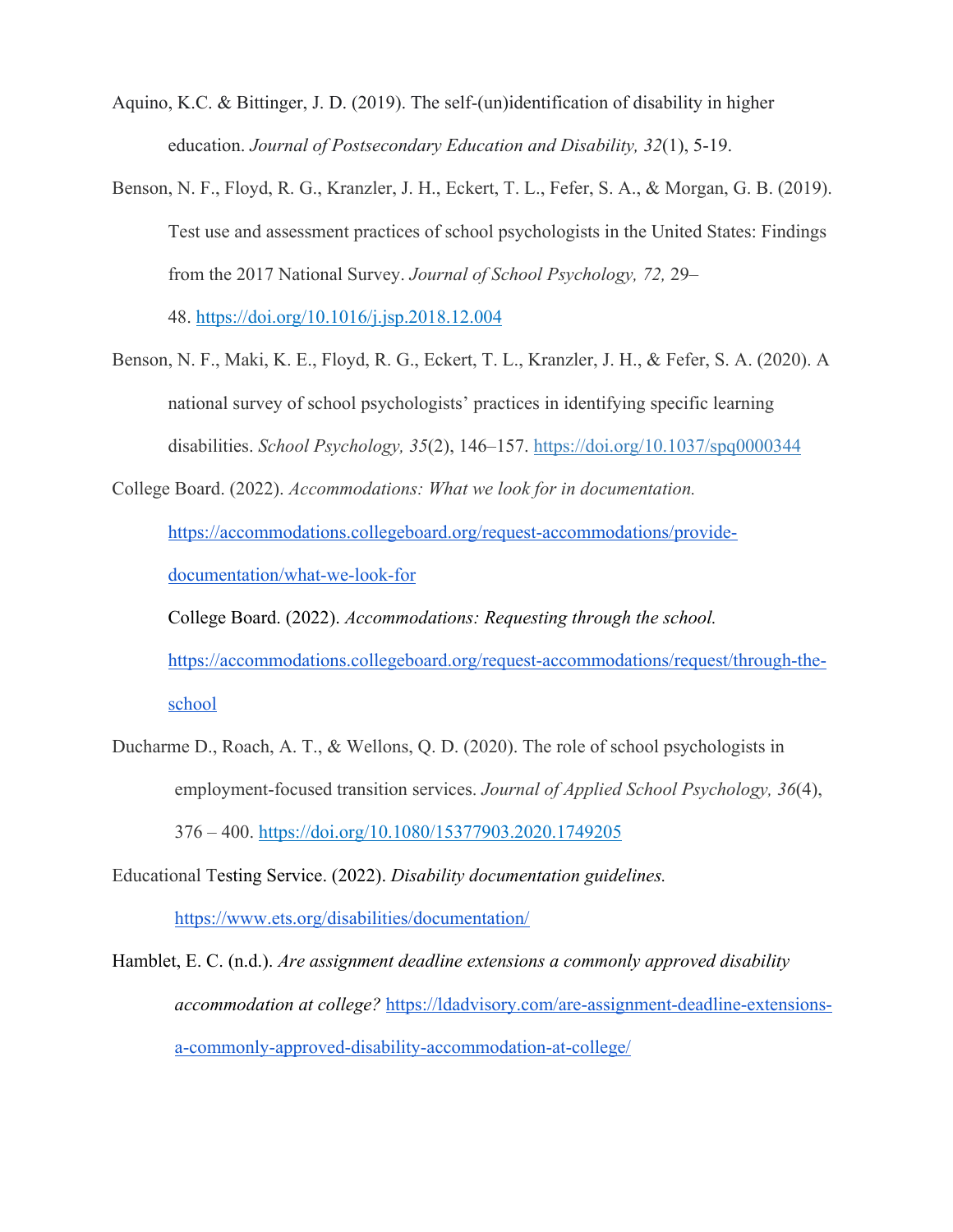Aquino, K.C. & Bittinger, J. D. (2019). The self-(un)identification of disability in higher education. *Journal of Postsecondary Education and Disability, 32*(1), 5-19.

Benson, N. F., Floyd, R. G., Kranzler, J. H., Eckert, T. L., Fefer, S. A., & Morgan, G. B. (2019). Test use and assessment practices of school psychologists in the United States: Findings from the 2017 National Survey. *Journal of School Psychology, 72,* 29–48. https://doi.org/10.1016/j.jsp.2018.12.004

Benson, N. F., Maki, K. E., Floyd, R. G., Eckert, T. L., Kranzler, J. H., & Fefer, S. A. (2020). A national survey of school psychologists' practices in identifying specific learning disabilities. *School Psychology, 35*(2), 146–157. https://doi.org/10.1037/spq0000344

College Board. (2022). *Accommodations: What we look for in documentation.* https://accommodations.collegeboard.org/request-accommodations/provide-documentation/what-we-look-for

College Board. (2022). *Accommodations: Requesting through the school.* https://accommodations.collegeboard.org/request-accommodations/request/through-the-school

Ducharme D., Roach, A. T., & Wellons, Q. D. (2020). The role of school psychologists in employment-focused transition services. *Journal of Applied School Psychology, 36*(4), 376 – 400. https://doi.org/10.1080/15377903.2020.1749205

Educational Testing Service. (2022). *Disability documentation guidelines.* https://www.ets.org/disabilities/documentation/

Hamblet, E. C. (n.d.). *Are assignment deadline extensions a commonly approved disability accommodation at college?* https://ldadvisory.com/are-assignment-deadline-extensions-a-commonly-approved-disability-accommodation-at-college/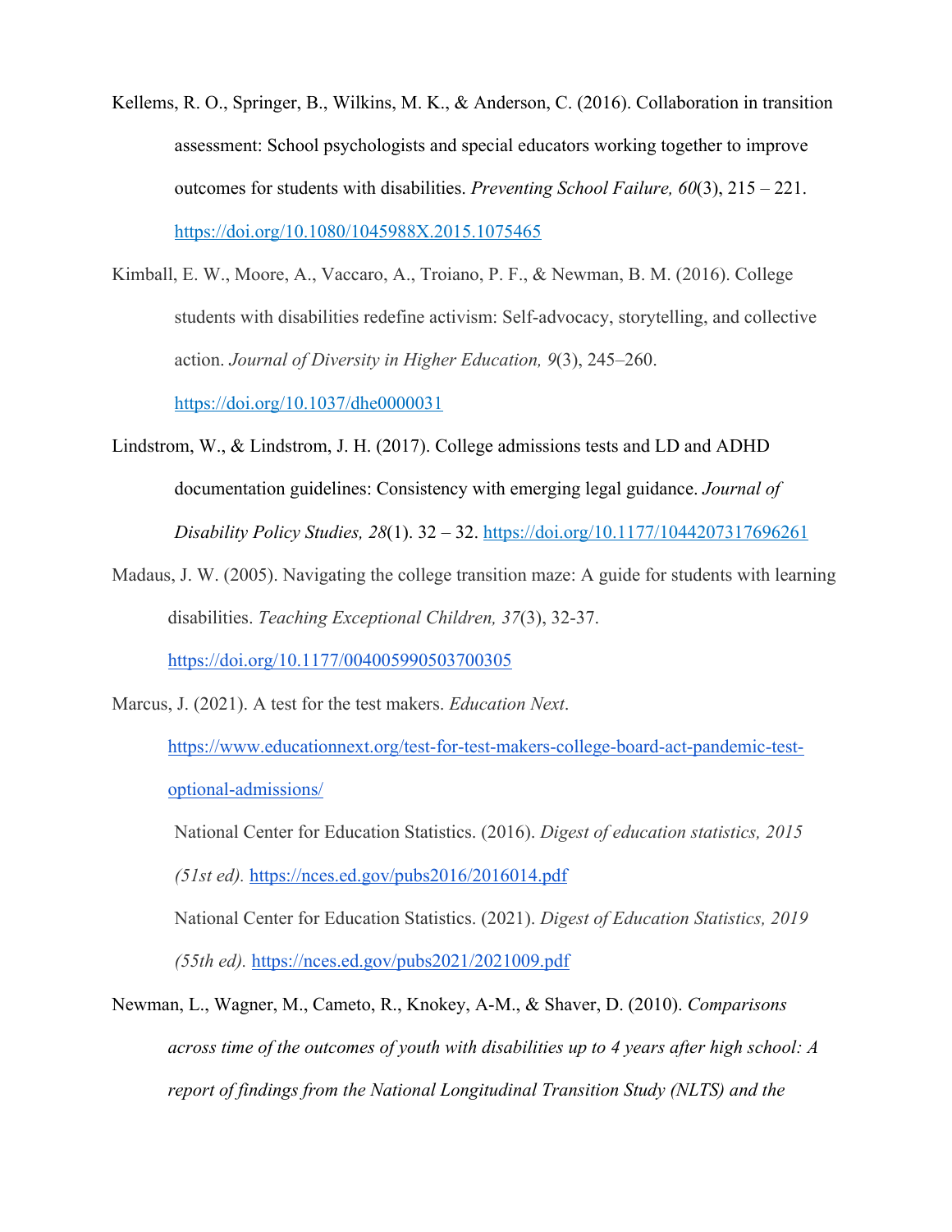Kellems, R. O., Springer, B., Wilkins, M. K., & Anderson, C. (2016). Collaboration in transition assessment: School psychologists and special educators working together to improve outcomes for students with disabilities. *Preventing School Failure, 60*(3), 215 – 221. https://doi.org/10.1080/1045988X.2015.1075465

Kimball, E. W., Moore, A., Vaccaro, A., Troiano, P. F., & Newman, B. M. (2016). College students with disabilities redefine activism: Self-advocacy, storytelling, and collective action. *Journal of Diversity in Higher Education, 9*(3), 245–260. https://doi.org/10.1037/dhe0000031

Lindstrom, W., & Lindstrom, J. H. (2017). College admissions tests and LD and ADHD documentation guidelines: Consistency with emerging legal guidance. *Journal of Disability Policy Studies, 28*(1). 32 – 32. https://doi.org/10.1177/1044207317696261

Madaus, J. W. (2005). Navigating the college transition maze: A guide for students with learning disabilities. *Teaching Exceptional Children, 37*(3), 32-37. https://doi.org/10.1177/004005990503700305

Marcus, J. (2021). A test for the test makers. *Education Next*. https://www.educationnext.org/test-for-test-makers-college-board-act-pandemic-test-optional-admissions/

National Center for Education Statistics. (2016). *Digest of education statistics, 2015 (51st ed).* https://nces.ed.gov/pubs2016/2016014.pdf

National Center for Education Statistics. (2021). *Digest of Education Statistics, 2019 (55th ed).* https://nces.ed.gov/pubs2021/2021009.pdf

Newman, L., Wagner, M., Cameto, R., Knokey, A-M., & Shaver, D. (2010). *Comparisons across time of the outcomes of youth with disabilities up to 4 years after high school: A report of findings from the National Longitudinal Transition Study (NLTS) and the*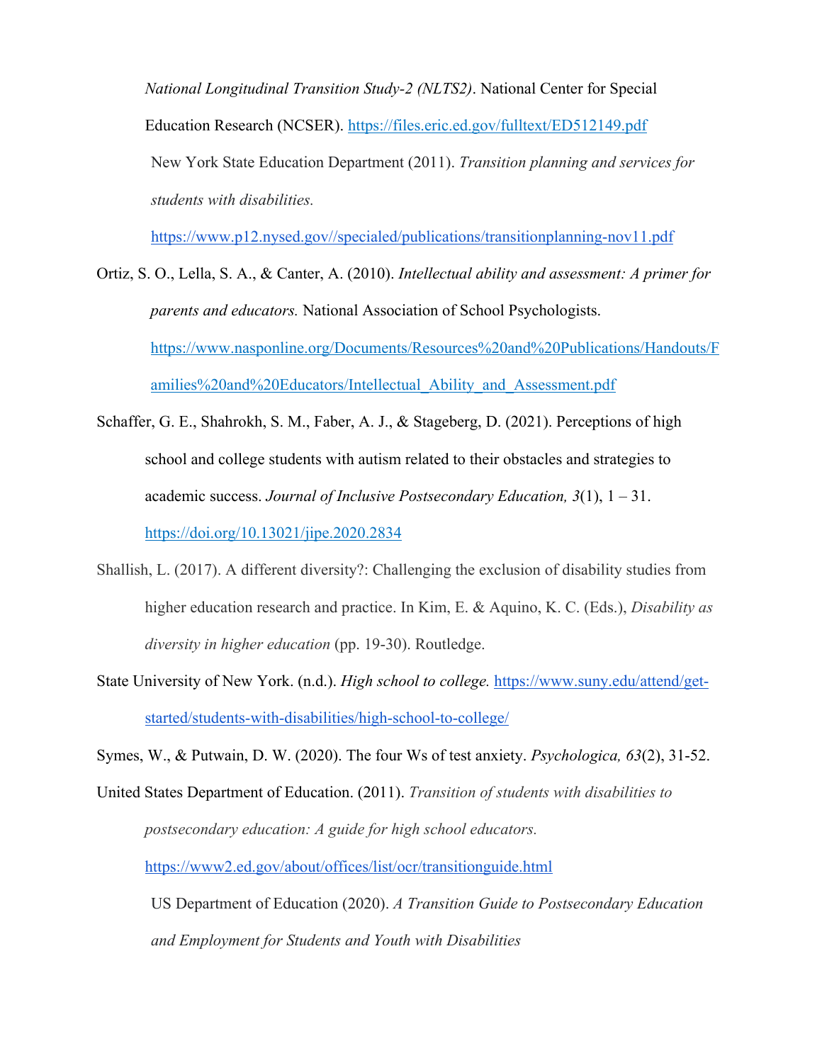*National Longitudinal Transition Study-2 (NLTS2)*. National Center for Special Education Research (NCSER). https://files.eric.ed.gov/fulltext/ED512149.pdf

New York State Education Department (2011). *Transition planning and services for students with disabilities.* https://www.p12.nysed.gov//specialed/publications/transitionplanning-nov11.pdf

Ortiz, S. O., Lella, S. A., & Canter, A. (2010). *Intellectual ability and assessment: A primer for parents and educators.* National Association of School Psychologists. https://www.nasponline.org/Documents/Resources%20and%20Publications/Handouts/Families%20and%20Educators/Intellectual_Ability_and_Assessment.pdf

Schaffer, G. E., Shahrokh, S. M., Faber, A. J., & Stageberg, D. (2021). Perceptions of high school and college students with autism related to their obstacles and strategies to academic success. *Journal of Inclusive Postsecondary Education, 3*(1), 1 – 31. https://doi.org/10.13021/jipe.2020.2834

Shallish, L. (2017). A different diversity?: Challenging the exclusion of disability studies from higher education research and practice. In Kim, E. & Aquino, K. C. (Eds.), *Disability as diversity in higher education* (pp. 19-30). Routledge.

State University of New York. (n.d.). *High school to college.* https://www.suny.edu/attend/get-started/students-with-disabilities/high-school-to-college/

Symes, W., & Putwain, D. W. (2020). The four Ws of test anxiety. *Psychologica, 63*(2), 31-52.

United States Department of Education. (2011). *Transition of students with disabilities to postsecondary education: A guide for high school educators.* https://www2.ed.gov/about/offices/list/ocr/transitionguide.html

US Department of Education (2020). *A Transition Guide to Postsecondary Education and Employment for Students and Youth with Disabilities*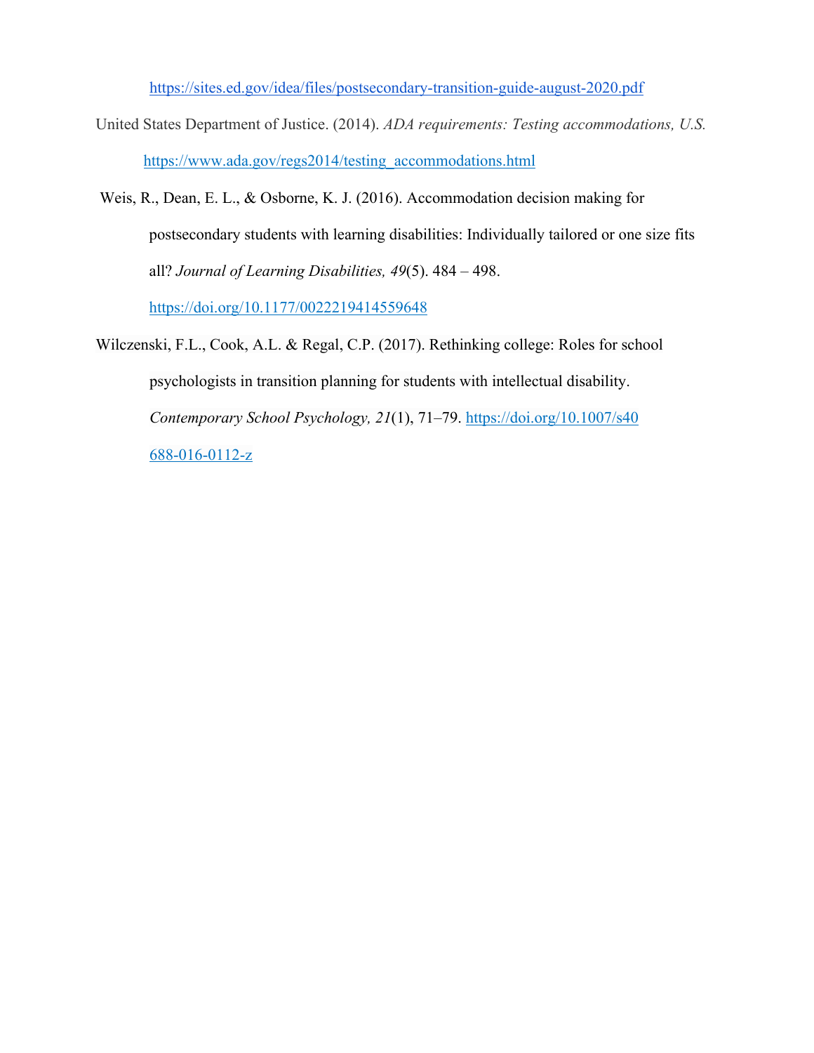https://sites.ed.gov/idea/files/postsecondary-transition-guide-august-2020.pdf

United States Department of Justice. (2014). *ADA requirements: Testing accommodations, U.S.* https://www.ada.gov/regs2014/testing_accommodations.html

Weis, R., Dean, E. L., & Osborne, K. J. (2016). Accommodation decision making for postsecondary students with learning disabilities: Individually tailored or one size fits all? *Journal of Learning Disabilities, 49*(5). 484 – 498. https://doi.org/10.1177/0022219414559648

Wilczenski, F.L., Cook, A.L. & Regal, C.P. (2017). Rethinking college: Roles for school psychologists in transition planning for students with intellectual disability. *Contemporary School Psychology, 21*(1), 71–79. https://doi.org/10.1007/s40688-016-0112-z